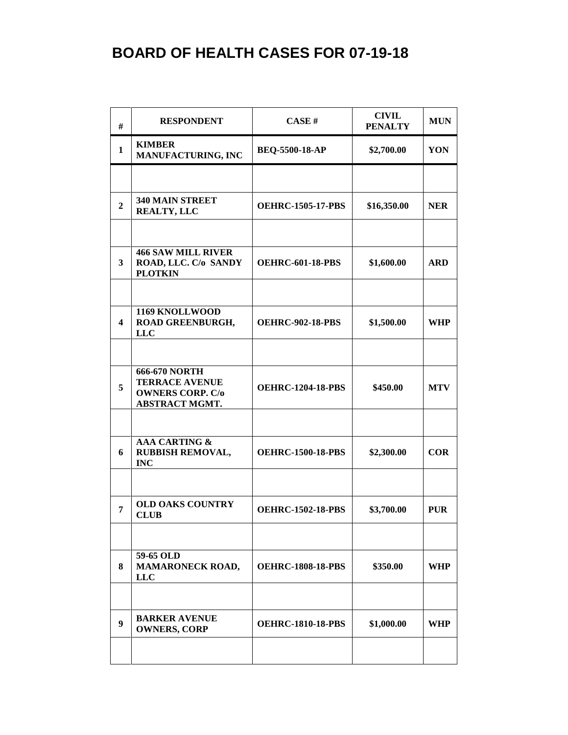# BOARD OF HEALTH CASES FOR 07-19-18

| # | RESPONDENT | CASE # | CIVIL PENALTY | MUN |
|---|---|---|---|---|
| 1 | KIMBER MANUFACTURING, INC | BEQ-5500-18-AP | $2,700.00 | YON |
| | | | | |
| 2 | 340 MAIN STREET REALTY, LLC | OEHRC-1505-17-PBS | $16,350.00 | NER |
| | | | | |
| 3 | 466 SAW MILL RIVER ROAD, LLC. C/o SANDY PLOTKIN | OEHRC-601-18-PBS | $1,600.00 | ARD |
| | | | | |
| 4 | 1169 KNOLLWOOD ROAD GREENBURGH, LLC | OEHRC-902-18-PBS | $1,500.00 | WHP |
| | | | | |
| 5 | 666-670 NORTH TERRACE AVENUE OWNERS CORP. C/o ABSTRACT MGMT. | OEHRC-1204-18-PBS | $450.00 | MTV |
| | | | | |
| 6 | AAA CARTING & RUBBISH REMOVAL, INC | OEHRC-1500-18-PBS | $2,300.00 | COR |
| | | | | |
| 7 | OLD OAKS COUNTRY CLUB | OEHRC-1502-18-PBS | $3,700.00 | PUR |
| | | | | |
| 8 | 59-65 OLD MAMARONECK ROAD, LLC | OEHRC-1808-18-PBS | $350.00 | WHP |
| | | | | |
| 9 | BARKER AVENUE OWNERS, CORP | OEHRC-1810-18-PBS | $1,000.00 | WHP |
| | | | | |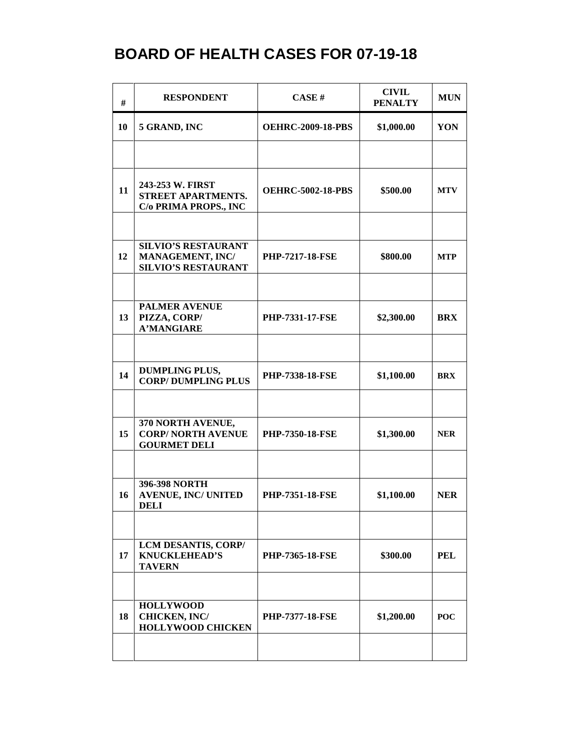# BOARD OF HEALTH CASES FOR 07-19-18

| # | RESPONDENT | CASE # | CIVIL PENALTY | MUN |
|---|---|---|---|---|
| 10 | 5 GRAND, INC | OEHRC-2009-18-PBS | $1,000.00 | YON |
| | | | | |
| 11 | 243-253 W. FIRST STREET APARTMENTS. C/o PRIMA PROPS., INC | OEHRC-5002-18-PBS | $500.00 | MTV |
| | | | | |
| 12 | SILVIO'S RESTAURANT MANAGEMENT, INC/ SILVIO'S RESTAURANT | PHP-7217-18-FSE | $800.00 | MTP |
| | | | | |
| 13 | PALMER AVENUE PIZZA, CORP/ A'MANGIARE | PHP-7331-17-FSE | $2,300.00 | BRX |
| | | | | |
| 14 | DUMPLING PLUS, CORP/ DUMPLING PLUS | PHP-7338-18-FSE | $1,100.00 | BRX |
| | | | | |
| 15 | 370 NORTH AVENUE, CORP/ NORTH AVENUE GOURMET DELI | PHP-7350-18-FSE | $1,300.00 | NER |
| | | | | |
| 16 | 396-398 NORTH AVENUE, INC/ UNITED DELI | PHP-7351-18-FSE | $1,100.00 | NER |
| | | | | |
| 17 | LCM DESANTIS, CORP/ KNUCKLEHEAD'S TAVERN | PHP-7365-18-FSE | $300.00 | PEL |
| | | | | |
| 18 | HOLLYWOOD CHICKEN, INC/ HOLLYWOOD CHICKEN | PHP-7377-18-FSE | $1,200.00 | POC |
| | | | | |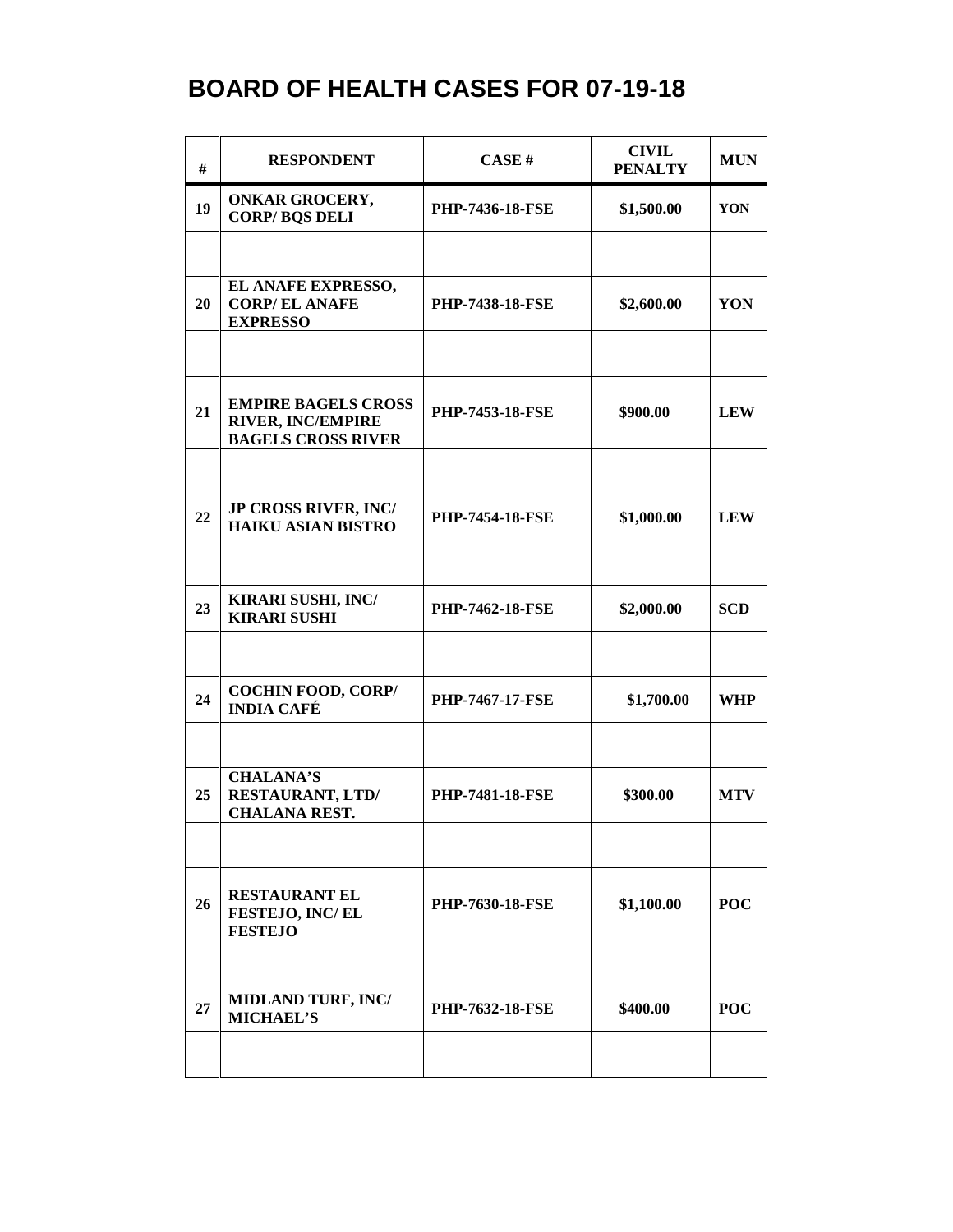# BOARD OF HEALTH CASES FOR 07-19-18

| # | RESPONDENT | CASE # | CIVIL PENALTY | MUN |
|---|---|---|---|---|
| 19 | ONKAR GROCERY, CORP/ BQS DELI | PHP-7436-18-FSE | $1,500.00 | YON |
| | | | | |
| 20 | EL ANAFE EXPRESSO, CORP/ EL ANAFE EXPRESSO | PHP-7438-18-FSE | $2,600.00 | YON |
| | | | | |
| 21 | EMPIRE BAGELS CROSS RIVER, INC/EMPIRE BAGELS CROSS RIVER | PHP-7453-18-FSE | $900.00 | LEW |
| | | | | |
| 22 | JP CROSS RIVER, INC/ HAIKU ASIAN BISTRO | PHP-7454-18-FSE | $1,000.00 | LEW |
| | | | | |
| 23 | KIRARI SUSHI, INC/ KIRARI SUSHI | PHP-7462-18-FSE | $2,000.00 | SCD |
| | | | | |
| 24 | COCHIN FOOD, CORP/ INDIA CAFÉ | PHP-7467-17-FSE | $1,700.00 | WHP |
| | | | | |
| 25 | CHALANA'S RESTAURANT, LTD/ CHALANA REST. | PHP-7481-18-FSE | $300.00 | MTV |
| | | | | |
| 26 | RESTAURANT EL FESTEJO, INC/ EL FESTEJO | PHP-7630-18-FSE | $1,100.00 | POC |
| | | | | |
| 27 | MIDLAND TURF, INC/ MICHAEL'S | PHP-7632-18-FSE | $400.00 | POC |
| | | | | |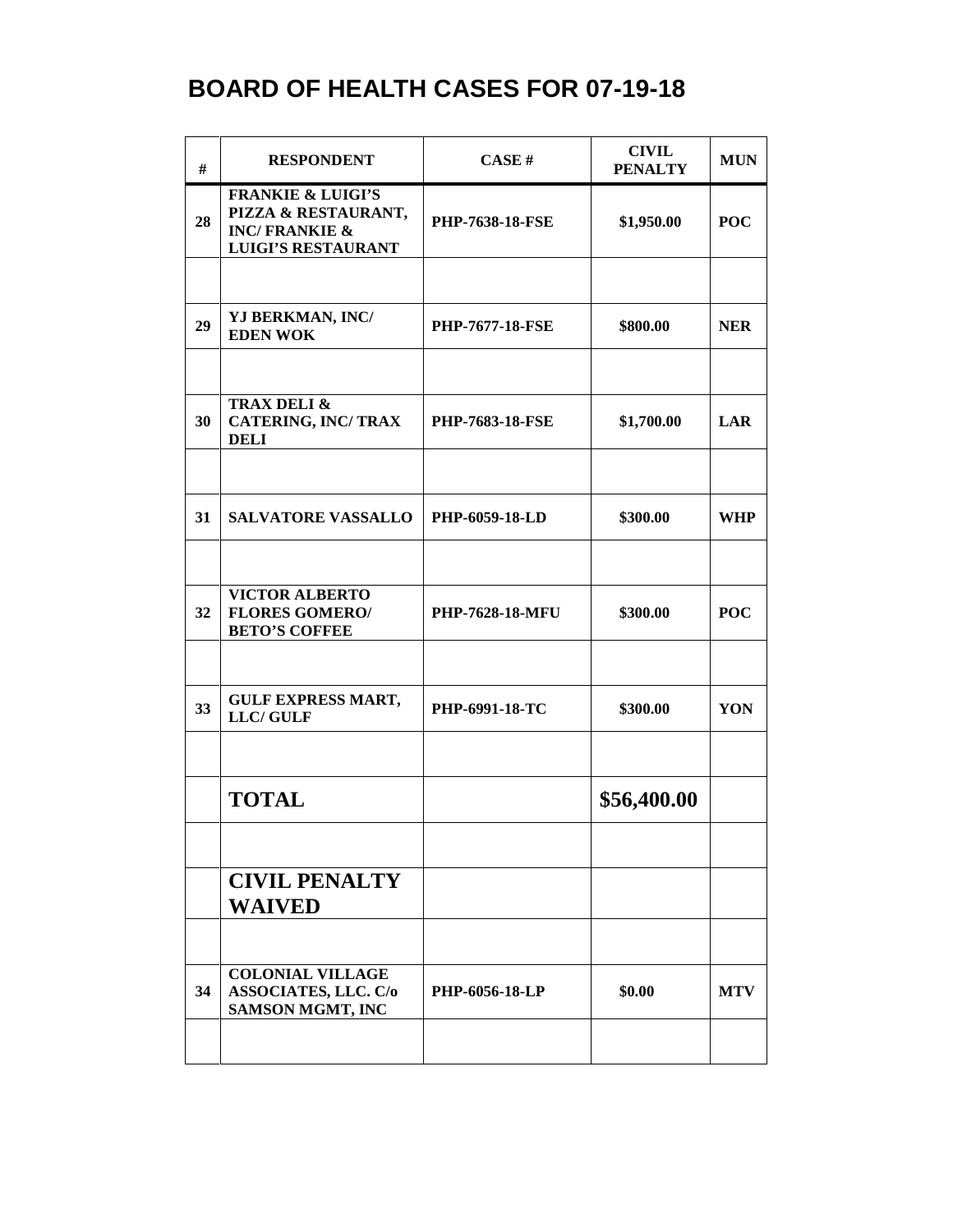# BOARD OF HEALTH CASES FOR 07-19-18

| # | RESPONDENT | CASE # | CIVIL PENALTY | MUN |
|---|---|---|---|---|
| 28 | FRANKIE & LUIGI'S PIZZA & RESTAURANT, INC/ FRANKIE & LUIGI'S RESTAURANT | PHP-7638-18-FSE | $1,950.00 | POC |
| | | | | |
| 29 | YJ BERKMAN, INC/ EDEN WOK | PHP-7677-18-FSE | $800.00 | NER |
| | | | | |
| 30 | TRAX DELI & CATERING, INC/ TRAX DELI | PHP-7683-18-FSE | $1,700.00 | LAR |
| | | | | |
| 31 | SALVATORE VASSALLO | PHP-6059-18-LD | $300.00 | WHP |
| | | | | |
| 32 | VICTOR ALBERTO FLORES GOMERO/ BETO'S COFFEE | PHP-7628-18-MFU | $300.00 | POC |
| | | | | |
| 33 | GULF EXPRESS MART, LLC/ GULF | PHP-6991-18-TC | $300.00 | YON |
| | | | | |
| | **TOTAL** | | **$56,400.00** | |
| | | | | |
| | **CIVIL PENALTY WAIVED** | | | |
| | | | | |
| 34 | COLONIAL VILLAGE ASSOCIATES, LLC. C/o SAMSON MGMT, INC | PHP-6056-18-LP | $0.00 | MTV |
| | | | | |